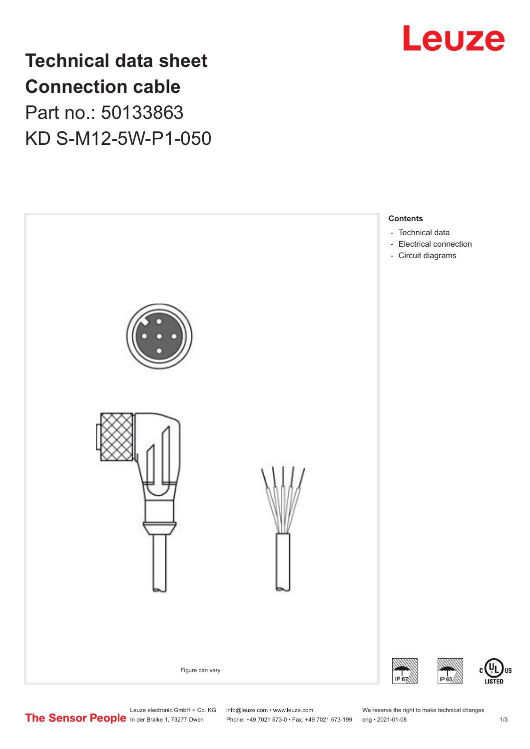# Technical data sheet
# Connection cable

Part no.: 50133863

KD S-M12-5W-P1-050

Figure can vary

**Contents**

- Technical data
- Electrical connection
- Circuit diagrams

Leuze electronic GmbH + Co. KG
In der Braike 1, 73277 Owen

info@leuze.com • www.leuze.com
Phone: +49 7021 573-0 • Fax: +49 7021 573-199

We reserve the right to make technical changes
eng • 2021-01-08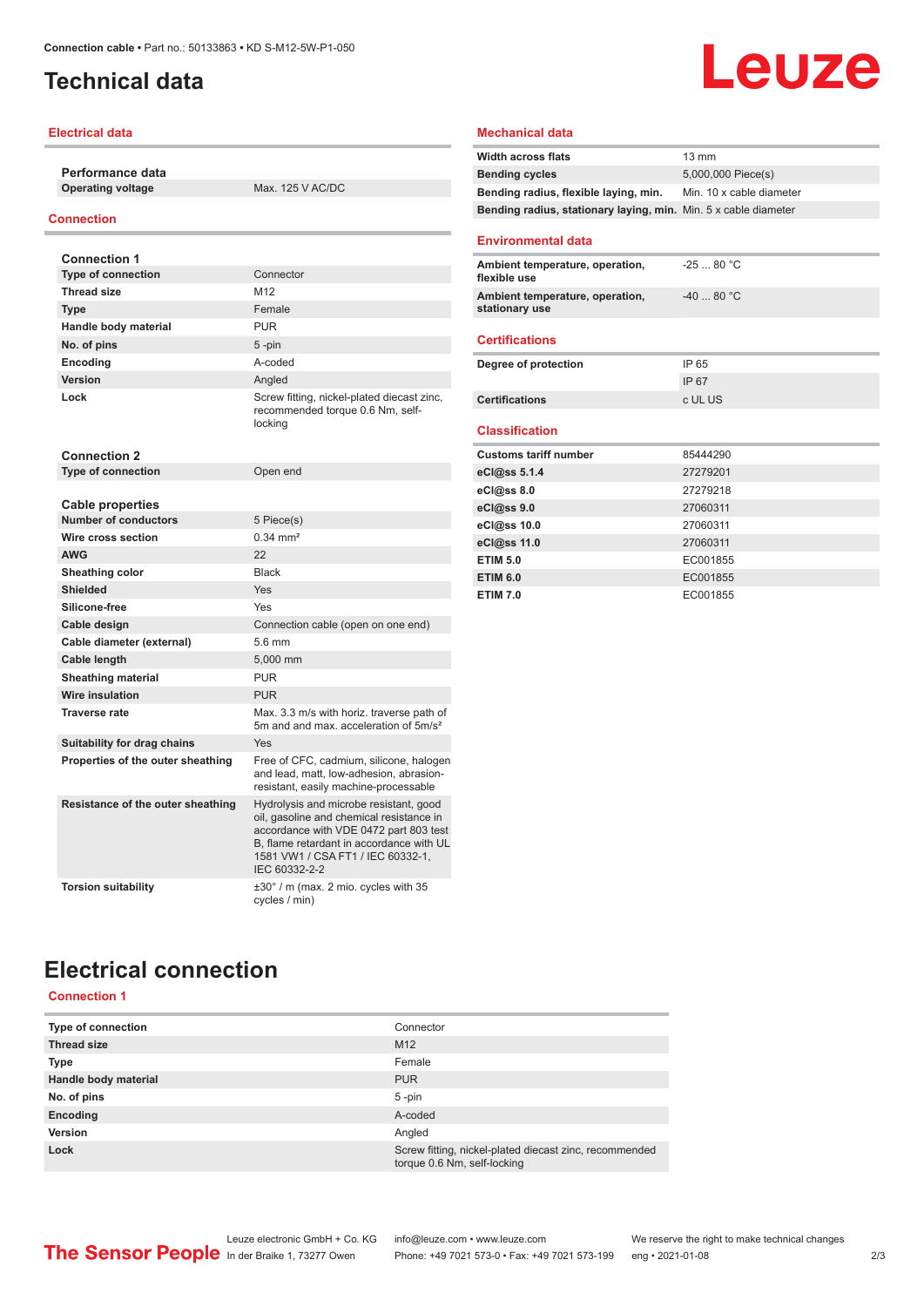# Technical data

## Electrical data

| Performance data | |
|---|---|
| Operating voltage | Max. 125 V AC/DC |

## Connection

| Connection 1 | |
|---|---|
| Type of connection | Connector |
| Thread size | M12 |
| Type | Female |
| Handle body material | PUR |
| No. of pins | 5 -pin |
| Encoding | A-coded |
| Version | Angled |
| Lock | Screw fitting, nickel-plated diecast zinc, recommended torque 0.6 Nm, self-locking |

| Connection 2 | |
|---|---|
| Type of connection | Open end |

| Cable properties | |
|---|---|
| Number of conductors | 5 Piece(s) |
| Wire cross section | 0.34 mm² |
| AWG | 22 |
| Sheathing color | Black |
| Shielded | Yes |
| Silicone-free | Yes |
| Cable design | Connection cable (open on one end) |
| Cable diameter (external) | 5.6 mm |
| Cable length | 5,000 mm |
| Sheathing material | PUR |
| Wire insulation | PUR |
| Traverse rate | Max. 3.3 m/s with horiz. traverse path of 5m and and max. acceleration of 5m/s² |
| Suitability for drag chains | Yes |
| Properties of the outer sheathing | Free of CFC, cadmium, silicone, halogen and lead, matt, low-adhesion, abrasion-resistant, easily machine-processable |
| Resistance of the outer sheathing | Hydrolysis and microbe resistant, good oil, gasoline and chemical resistance in accordance with VDE 0472 part 803 test B, flame retardant in accordance with UL 1581 VW1 / CSA FT1 / IEC 60332-1, IEC 60332-2-2 |
| Torsion suitability | ±30° / m (max. 2 mio. cycles with 35 cycles / min) |

## Mechanical data

| | |
|---|---|
| Width across flats | 13 mm |
| Bending cycles | 5,000,000 Piece(s) |
| Bending radius, flexible laying, min. | Min. 10 x cable diameter |
| Bending radius, stationary laying, min. | Min. 5 x cable diameter |

## Environmental data

| | |
|---|---|
| Ambient temperature, operation, flexible use | -25 ... 80 °C |
| Ambient temperature, operation, stationary use | -40 ... 80 °C |

## Certifications

| | |
|---|---|
| Degree of protection | IP 65 |
| | IP 67 |
| Certifications | c UL US |

## Classification

| | |
|---|---|
| Customs tariff number | 85444290 |
| eCl@ss 5.1.4 | 27279201 |
| eCl@ss 8.0 | 27279218 |
| eCl@ss 9.0 | 27060311 |
| eCl@ss 10.0 | 27060311 |
| eCl@ss 11.0 | 27060311 |
| ETIM 5.0 | EC001855 |
| ETIM 6.0 | EC001855 |
| ETIM 7.0 | EC001855 |

# Electrical connection

## Connection 1

| | |
|---|---|
| Type of connection | Connector |
| Thread size | M12 |
| Type | Female |
| Handle body material | PUR |
| No. of pins | 5 -pin |
| Encoding | A-coded |
| Version | Angled |
| Lock | Screw fitting, nickel-plated diecast zinc, recommended torque 0.6 Nm, self-locking |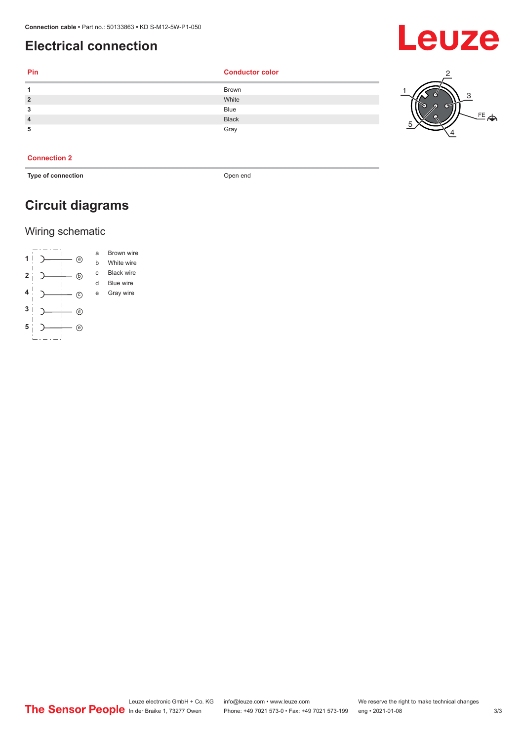## Electrical connection

| Pin | Conductor color |
|---|---|
| 1 | Brown |
| 2 | White |
| 3 | Blue |
| 4 | Black |
| 5 | Gray |

1
2
3
4
5
FE

**Connection 2**

| | |
|---|---|
| Type of connection | Open end |

## Circuit diagrams

### Wiring schematic

1
2
4
3
5
a
b
c
d
e

| | |
|---|---|
| a | Brown wire |
| b | White wire |
| c | Black wire |
| d | Blue wire |
| e | Gray wire |